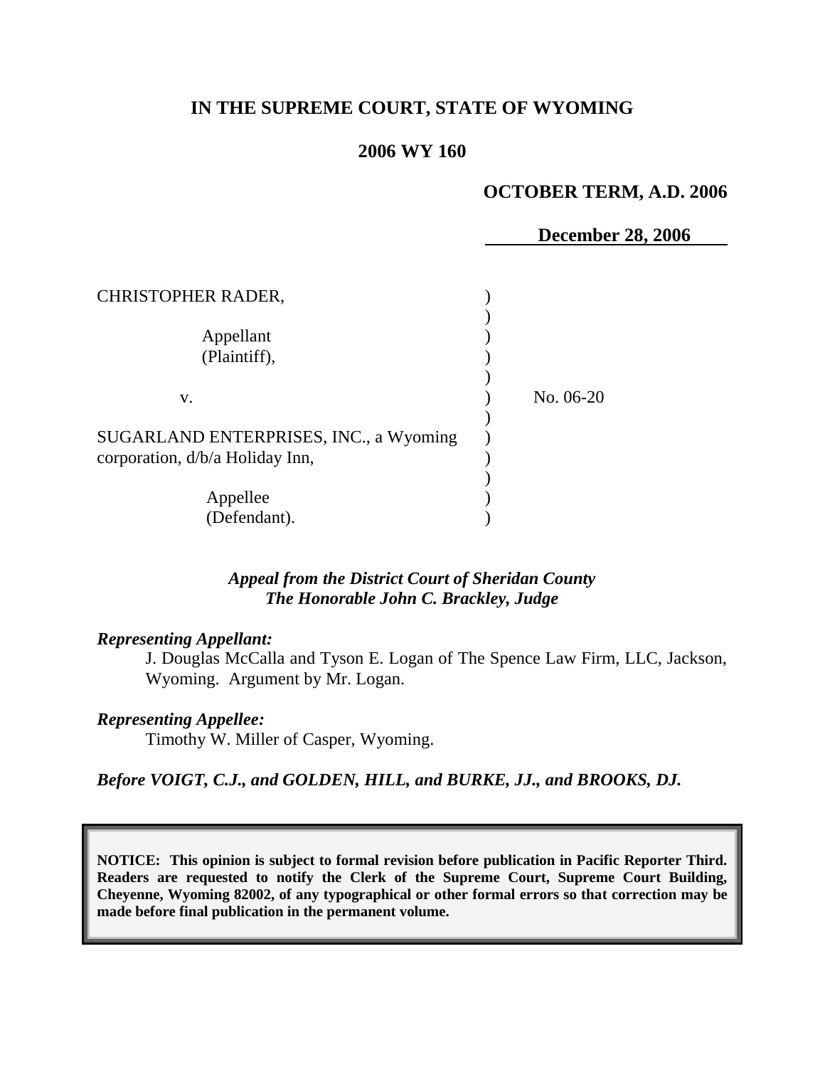# IN THE SUPREME COURT, STATE OF WYOMING

## 2006 WY 160

**OCTOBER TERM, A.D. 2006**

**December 28, 2006**

| | | |
|---|---|---|
| CHRISTOPHER RADER, | ) | |
| | ) | |
| Appellant | ) | |
| (Plaintiff), | ) | |
| | ) | |
| v. | ) | No. 06-20 |
| | ) | |
| SUGARLAND ENTERPRISES, INC., a Wyoming | ) | |
| corporation, d/b/a Holiday Inn, | ) | |
| | ) | |
| Appellee | ) | |
| (Defendant). | ) | |

***Appeal from the District Court of Sheridan County***
***The Honorable John C. Brackley, Judge***

***Representing Appellant:***

J. Douglas McCalla and Tyson E. Logan of The Spence Law Firm, LLC, Jackson, Wyoming. Argument by Mr. Logan.

***Representing Appellee:***

Timothy W. Miller of Casper, Wyoming.

***Before VOIGT, C.J., and GOLDEN, HILL, and BURKE, JJ., and BROOKS, DJ.***

**NOTICE: This opinion is subject to formal revision before publication in Pacific Reporter Third. Readers are requested to notify the Clerk of the Supreme Court, Supreme Court Building, Cheyenne, Wyoming 82002, of any typographical or other formal errors so that correction may be made before final publication in the permanent volume.**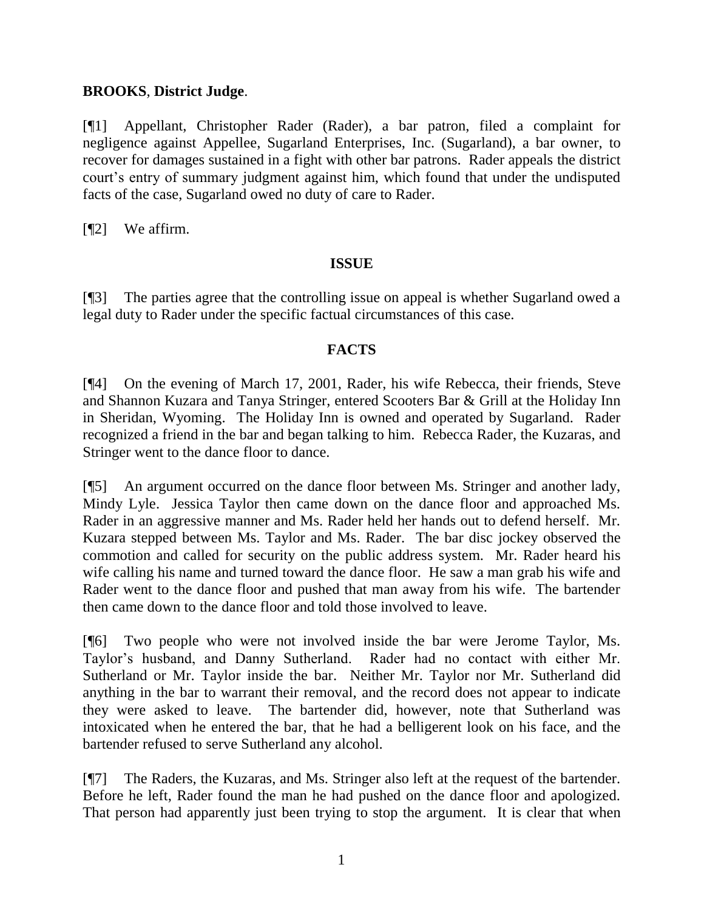**BROOKS**, **District Judge**.

[¶1] Appellant, Christopher Rader (Rader), a bar patron, filed a complaint for negligence against Appellee, Sugarland Enterprises, Inc. (Sugarland), a bar owner, to recover for damages sustained in a fight with other bar patrons. Rader appeals the district court's entry of summary judgment against him, which found that under the undisputed facts of the case, Sugarland owed no duty of care to Rader.

[¶2] We affirm.

## ISSUE

[¶3] The parties agree that the controlling issue on appeal is whether Sugarland owed a legal duty to Rader under the specific factual circumstances of this case.

## FACTS

[¶4] On the evening of March 17, 2001, Rader, his wife Rebecca, their friends, Steve and Shannon Kuzara and Tanya Stringer, entered Scooters Bar & Grill at the Holiday Inn in Sheridan, Wyoming. The Holiday Inn is owned and operated by Sugarland. Rader recognized a friend in the bar and began talking to him. Rebecca Rader, the Kuzaras, and Stringer went to the dance floor to dance.

[¶5] An argument occurred on the dance floor between Ms. Stringer and another lady, Mindy Lyle. Jessica Taylor then came down on the dance floor and approached Ms. Rader in an aggressive manner and Ms. Rader held her hands out to defend herself. Mr. Kuzara stepped between Ms. Taylor and Ms. Rader. The bar disc jockey observed the commotion and called for security on the public address system. Mr. Rader heard his wife calling his name and turned toward the dance floor. He saw a man grab his wife and Rader went to the dance floor and pushed that man away from his wife. The bartender then came down to the dance floor and told those involved to leave.

[¶6] Two people who were not involved inside the bar were Jerome Taylor, Ms. Taylor's husband, and Danny Sutherland. Rader had no contact with either Mr. Sutherland or Mr. Taylor inside the bar. Neither Mr. Taylor nor Mr. Sutherland did anything in the bar to warrant their removal, and the record does not appear to indicate they were asked to leave. The bartender did, however, note that Sutherland was intoxicated when he entered the bar, that he had a belligerent look on his face, and the bartender refused to serve Sutherland any alcohol.

[¶7] The Raders, the Kuzaras, and Ms. Stringer also left at the request of the bartender. Before he left, Rader found the man he had pushed on the dance floor and apologized. That person had apparently just been trying to stop the argument. It is clear that when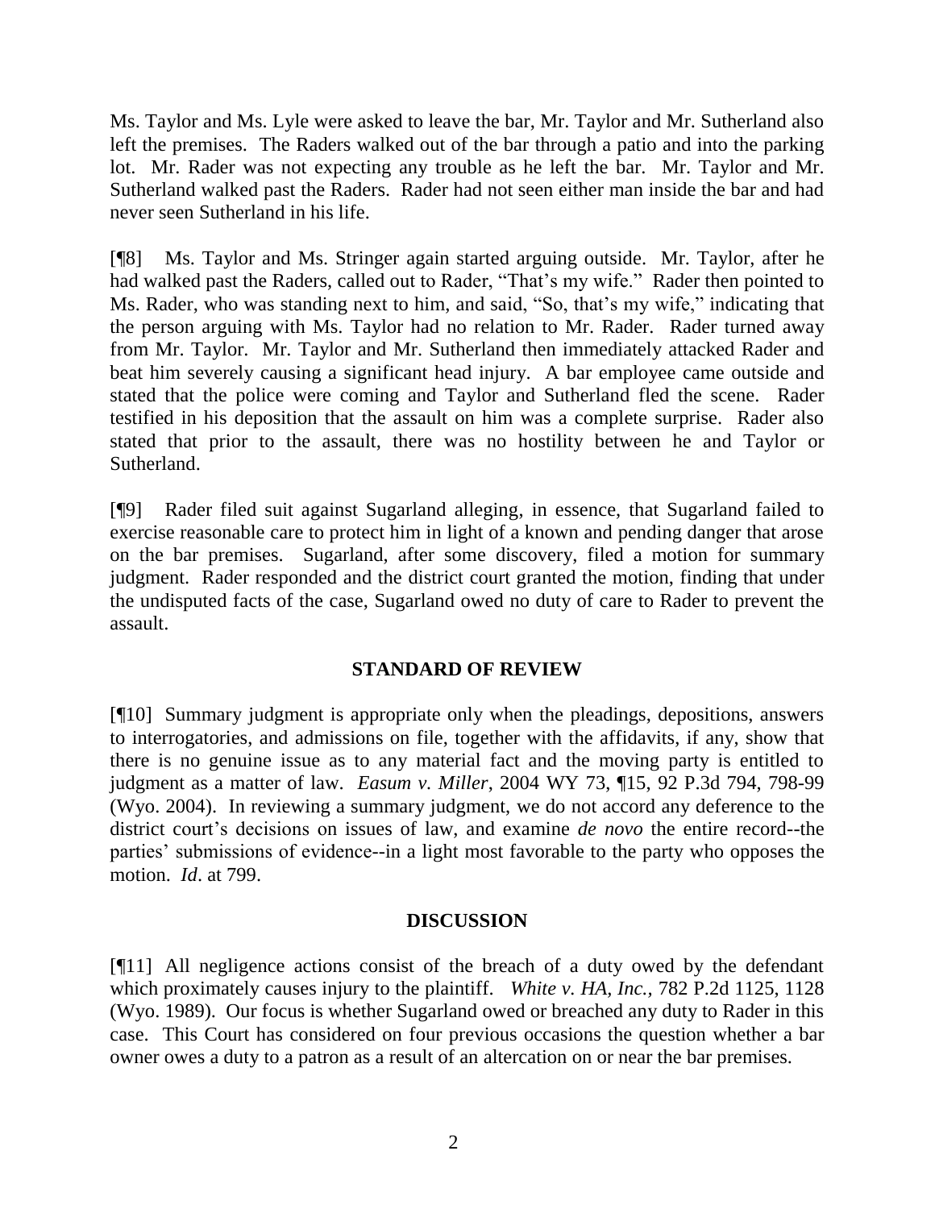Ms. Taylor and Ms. Lyle were asked to leave the bar, Mr. Taylor and Mr. Sutherland also left the premises. The Raders walked out of the bar through a patio and into the parking lot. Mr. Rader was not expecting any trouble as he left the bar. Mr. Taylor and Mr. Sutherland walked past the Raders. Rader had not seen either man inside the bar and had never seen Sutherland in his life.

[¶8] Ms. Taylor and Ms. Stringer again started arguing outside. Mr. Taylor, after he had walked past the Raders, called out to Rader, "That's my wife." Rader then pointed to Ms. Rader, who was standing next to him, and said, "So, that's my wife," indicating that the person arguing with Ms. Taylor had no relation to Mr. Rader. Rader turned away from Mr. Taylor. Mr. Taylor and Mr. Sutherland then immediately attacked Rader and beat him severely causing a significant head injury. A bar employee came outside and stated that the police were coming and Taylor and Sutherland fled the scene. Rader testified in his deposition that the assault on him was a complete surprise. Rader also stated that prior to the assault, there was no hostility between he and Taylor or Sutherland.

[¶9] Rader filed suit against Sugarland alleging, in essence, that Sugarland failed to exercise reasonable care to protect him in light of a known and pending danger that arose on the bar premises. Sugarland, after some discovery, filed a motion for summary judgment. Rader responded and the district court granted the motion, finding that under the undisputed facts of the case, Sugarland owed no duty of care to Rader to prevent the assault.

## STANDARD OF REVIEW

[¶10] Summary judgment is appropriate only when the pleadings, depositions, answers to interrogatories, and admissions on file, together with the affidavits, if any, show that there is no genuine issue as to any material fact and the moving party is entitled to judgment as a matter of law. *Easum v. Miller*, 2004 WY 73, ¶15, 92 P.3d 794, 798-99 (Wyo. 2004). In reviewing a summary judgment, we do not accord any deference to the district court's decisions on issues of law, and examine *de novo* the entire record--the parties' submissions of evidence--in a light most favorable to the party who opposes the motion. *Id*. at 799.

## DISCUSSION

[¶11] All negligence actions consist of the breach of a duty owed by the defendant which proximately causes injury to the plaintiff. *White v. HA, Inc.*, 782 P.2d 1125, 1128 (Wyo. 1989). Our focus is whether Sugarland owed or breached any duty to Rader in this case. This Court has considered on four previous occasions the question whether a bar owner owes a duty to a patron as a result of an altercation on or near the bar premises.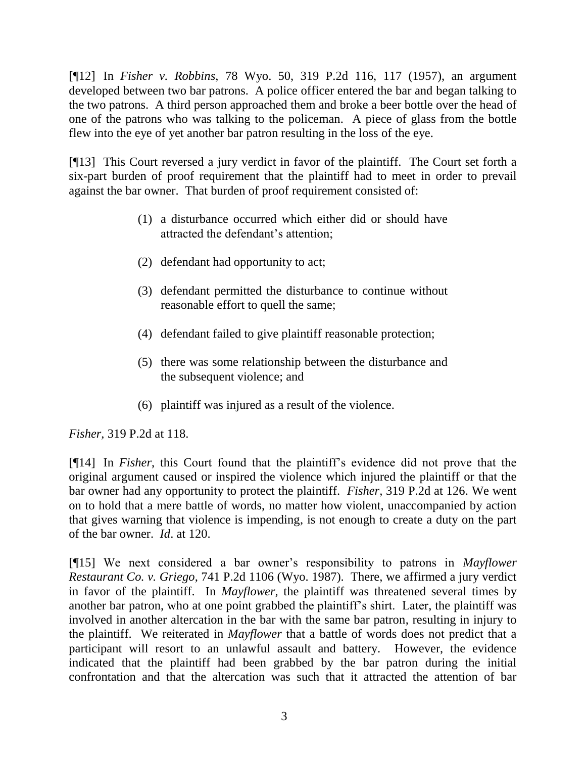[¶12] In *Fisher v. Robbins*, 78 Wyo. 50, 319 P.2d 116, 117 (1957), an argument developed between two bar patrons. A police officer entered the bar and began talking to the two patrons. A third person approached them and broke a beer bottle over the head of one of the patrons who was talking to the policeman. A piece of glass from the bottle flew into the eye of yet another bar patron resulting in the loss of the eye.

[¶13] This Court reversed a jury verdict in favor of the plaintiff. The Court set forth a six-part burden of proof requirement that the plaintiff had to meet in order to prevail against the bar owner. That burden of proof requirement consisted of:

> (1) a disturbance occurred which either did or should have attracted the defendant's attention;
>
> (2) defendant had opportunity to act;
>
> (3) defendant permitted the disturbance to continue without reasonable effort to quell the same;
>
> (4) defendant failed to give plaintiff reasonable protection;
>
> (5) there was some relationship between the disturbance and the subsequent violence; and
>
> (6) plaintiff was injured as a result of the violence.

*Fisher*, 319 P.2d at 118.

[¶14] In *Fisher*, this Court found that the plaintiff's evidence did not prove that the original argument caused or inspired the violence which injured the plaintiff or that the bar owner had any opportunity to protect the plaintiff. *Fisher*, 319 P.2d at 126. We went on to hold that a mere battle of words, no matter how violent, unaccompanied by action that gives warning that violence is impending, is not enough to create a duty on the part of the bar owner. *Id*. at 120.

[¶15] We next considered a bar owner's responsibility to patrons in *Mayflower Restaurant Co. v. Griego*, 741 P.2d 1106 (Wyo. 1987). There, we affirmed a jury verdict in favor of the plaintiff. In *Mayflower*, the plaintiff was threatened several times by another bar patron, who at one point grabbed the plaintiff's shirt. Later, the plaintiff was involved in another altercation in the bar with the same bar patron, resulting in injury to the plaintiff. We reiterated in *Mayflower* that a battle of words does not predict that a participant will resort to an unlawful assault and battery. However, the evidence indicated that the plaintiff had been grabbed by the bar patron during the initial confrontation and that the altercation was such that it attracted the attention of bar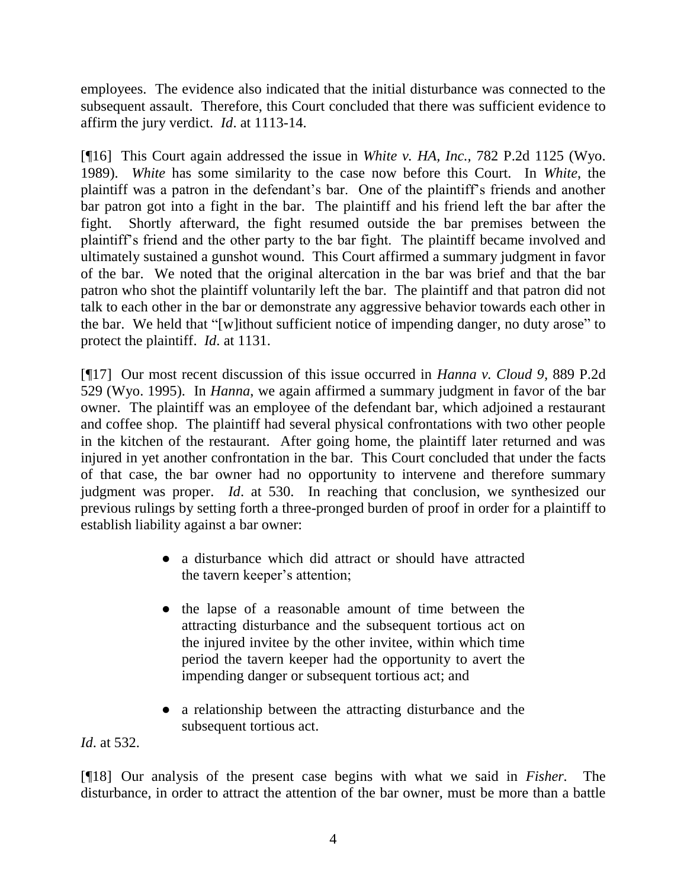employees. The evidence also indicated that the initial disturbance was connected to the subsequent assault. Therefore, this Court concluded that there was sufficient evidence to affirm the jury verdict. *Id*. at 1113-14.

[¶16] This Court again addressed the issue in *White v. HA, Inc.,* 782 P.2d 1125 (Wyo. 1989). *White* has some similarity to the case now before this Court. In *White*, the plaintiff was a patron in the defendant's bar. One of the plaintiff's friends and another bar patron got into a fight in the bar. The plaintiff and his friend left the bar after the fight. Shortly afterward, the fight resumed outside the bar premises between the plaintiff's friend and the other party to the bar fight. The plaintiff became involved and ultimately sustained a gunshot wound. This Court affirmed a summary judgment in favor of the bar. We noted that the original altercation in the bar was brief and that the bar patron who shot the plaintiff voluntarily left the bar. The plaintiff and that patron did not talk to each other in the bar or demonstrate any aggressive behavior towards each other in the bar. We held that "[w]ithout sufficient notice of impending danger, no duty arose" to protect the plaintiff. *Id*. at 1131.

[¶17] Our most recent discussion of this issue occurred in *Hanna v. Cloud 9,* 889 P.2d 529 (Wyo. 1995). In *Hanna*, we again affirmed a summary judgment in favor of the bar owner. The plaintiff was an employee of the defendant bar, which adjoined a restaurant and coffee shop. The plaintiff had several physical confrontations with two other people in the kitchen of the restaurant. After going home, the plaintiff later returned and was injured in yet another confrontation in the bar. This Court concluded that under the facts of that case, the bar owner had no opportunity to intervene and therefore summary judgment was proper. *Id*. at 530. In reaching that conclusion, we synthesized our previous rulings by setting forth a three-pronged burden of proof in order for a plaintiff to establish liability against a bar owner:

> - a disturbance which did attract or should have attracted the tavern keeper's attention;
> - the lapse of a reasonable amount of time between the attracting disturbance and the subsequent tortious act on the injured invitee by the other invitee, within which time period the tavern keeper had the opportunity to avert the impending danger or subsequent tortious act; and
> - a relationship between the attracting disturbance and the subsequent tortious act.

*Id*. at 532.

[¶18] Our analysis of the present case begins with what we said in *Fisher*. The disturbance, in order to attract the attention of the bar owner, must be more than a battle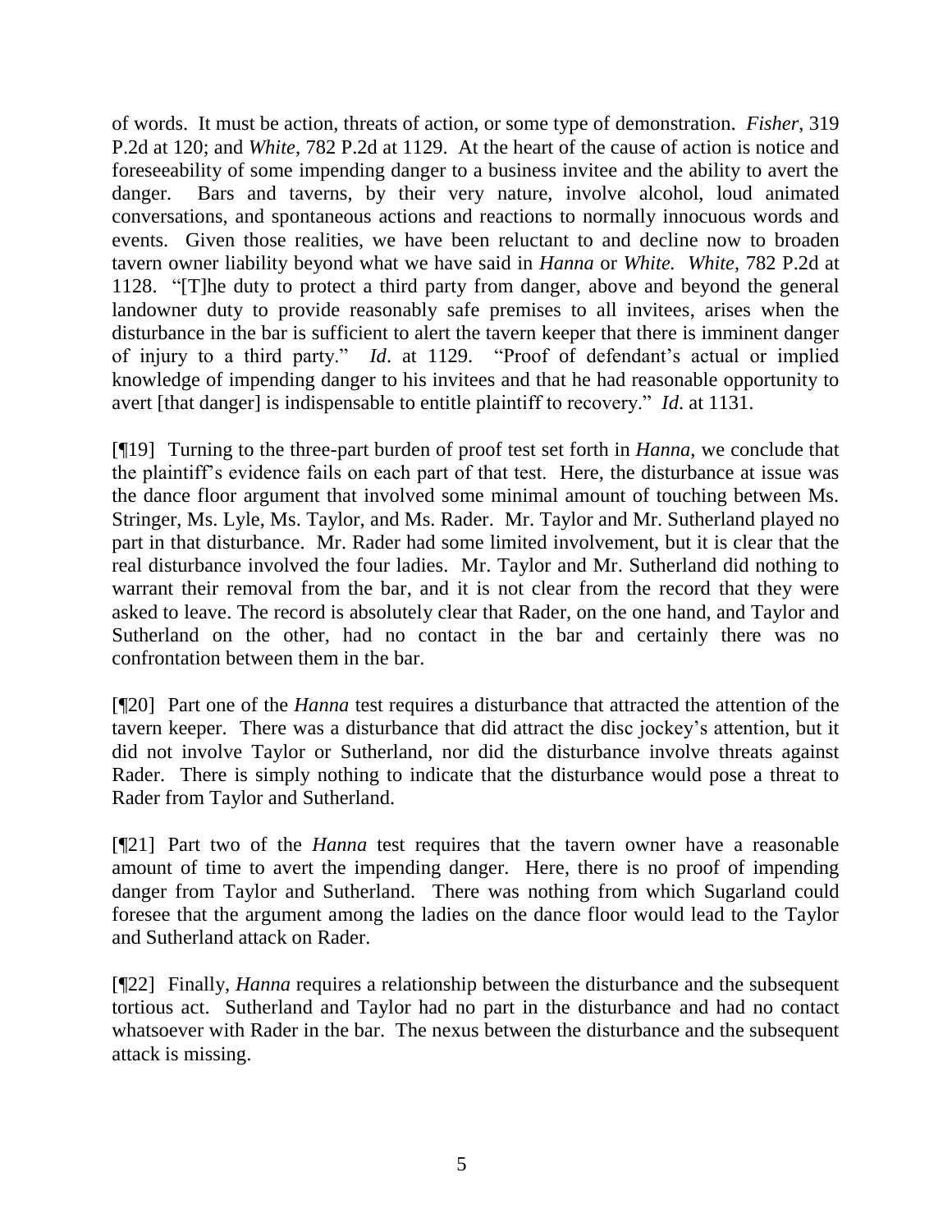of words. It must be action, threats of action, or some type of demonstration. *Fisher*, 319 P.2d at 120; and *White*, 782 P.2d at 1129. At the heart of the cause of action is notice and foreseeability of some impending danger to a business invitee and the ability to avert the danger. Bars and taverns, by their very nature, involve alcohol, loud animated conversations, and spontaneous actions and reactions to normally innocuous words and events. Given those realities, we have been reluctant to and decline now to broaden tavern owner liability beyond what we have said in *Hanna* or *White. White*, 782 P.2d at 1128. "[T]he duty to protect a third party from danger, above and beyond the general landowner duty to provide reasonably safe premises to all invitees, arises when the disturbance in the bar is sufficient to alert the tavern keeper that there is imminent danger of injury to a third party." *Id*. at 1129. "Proof of defendant's actual or implied knowledge of impending danger to his invitees and that he had reasonable opportunity to avert [that danger] is indispensable to entitle plaintiff to recovery." *Id*. at 1131.

[¶19] Turning to the three-part burden of proof test set forth in *Hanna*, we conclude that the plaintiff's evidence fails on each part of that test. Here, the disturbance at issue was the dance floor argument that involved some minimal amount of touching between Ms. Stringer, Ms. Lyle, Ms. Taylor, and Ms. Rader. Mr. Taylor and Mr. Sutherland played no part in that disturbance. Mr. Rader had some limited involvement, but it is clear that the real disturbance involved the four ladies. Mr. Taylor and Mr. Sutherland did nothing to warrant their removal from the bar, and it is not clear from the record that they were asked to leave. The record is absolutely clear that Rader, on the one hand, and Taylor and Sutherland on the other, had no contact in the bar and certainly there was no confrontation between them in the bar.

[¶20] Part one of the *Hanna* test requires a disturbance that attracted the attention of the tavern keeper. There was a disturbance that did attract the disc jockey's attention, but it did not involve Taylor or Sutherland, nor did the disturbance involve threats against Rader. There is simply nothing to indicate that the disturbance would pose a threat to Rader from Taylor and Sutherland.

[¶21] Part two of the *Hanna* test requires that the tavern owner have a reasonable amount of time to avert the impending danger. Here, there is no proof of impending danger from Taylor and Sutherland. There was nothing from which Sugarland could foresee that the argument among the ladies on the dance floor would lead to the Taylor and Sutherland attack on Rader.

[¶22] Finally, *Hanna* requires a relationship between the disturbance and the subsequent tortious act. Sutherland and Taylor had no part in the disturbance and had no contact whatsoever with Rader in the bar. The nexus between the disturbance and the subsequent attack is missing.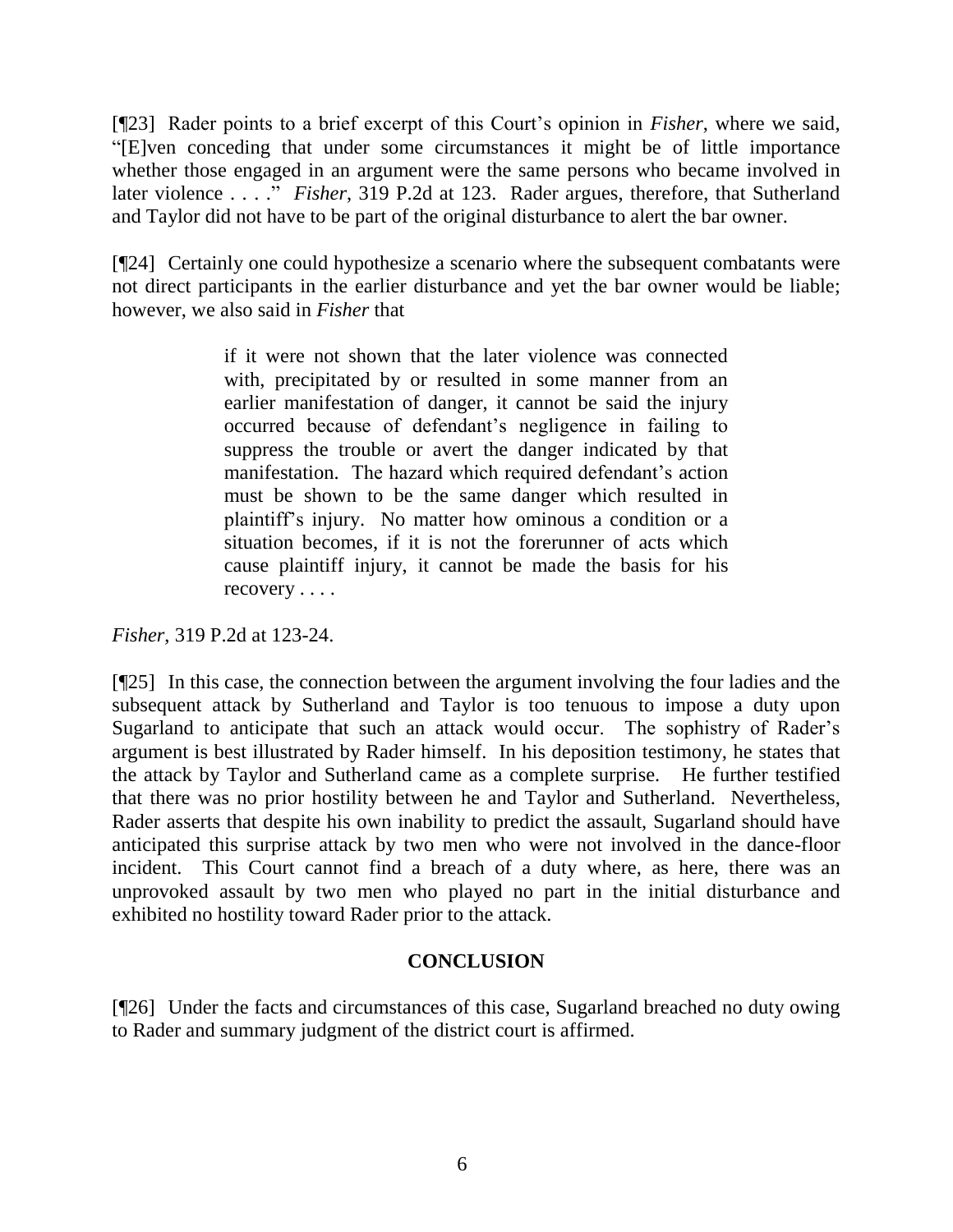[¶23] Rader points to a brief excerpt of this Court's opinion in *Fisher*, where we said, "[E]ven conceding that under some circumstances it might be of little importance whether those engaged in an argument were the same persons who became involved in later violence . . . ." *Fisher*, 319 P.2d at 123. Rader argues, therefore, that Sutherland and Taylor did not have to be part of the original disturbance to alert the bar owner.

[¶24] Certainly one could hypothesize a scenario where the subsequent combatants were not direct participants in the earlier disturbance and yet the bar owner would be liable; however, we also said in *Fisher* that

> if it were not shown that the later violence was connected with, precipitated by or resulted in some manner from an earlier manifestation of danger, it cannot be said the injury occurred because of defendant's negligence in failing to suppress the trouble or avert the danger indicated by that manifestation. The hazard which required defendant's action must be shown to be the same danger which resulted in plaintiff's injury. No matter how ominous a condition or a situation becomes, if it is not the forerunner of acts which cause plaintiff injury, it cannot be made the basis for his recovery . . . .

*Fisher*, 319 P.2d at 123-24.

[¶25] In this case, the connection between the argument involving the four ladies and the subsequent attack by Sutherland and Taylor is too tenuous to impose a duty upon Sugarland to anticipate that such an attack would occur. The sophistry of Rader's argument is best illustrated by Rader himself. In his deposition testimony, he states that the attack by Taylor and Sutherland came as a complete surprise. He further testified that there was no prior hostility between he and Taylor and Sutherland. Nevertheless, Rader asserts that despite his own inability to predict the assault, Sugarland should have anticipated this surprise attack by two men who were not involved in the dance-floor incident. This Court cannot find a breach of a duty where, as here, there was an unprovoked assault by two men who played no part in the initial disturbance and exhibited no hostility toward Rader prior to the attack.

## CONCLUSION

[¶26] Under the facts and circumstances of this case, Sugarland breached no duty owing to Rader and summary judgment of the district court is affirmed.